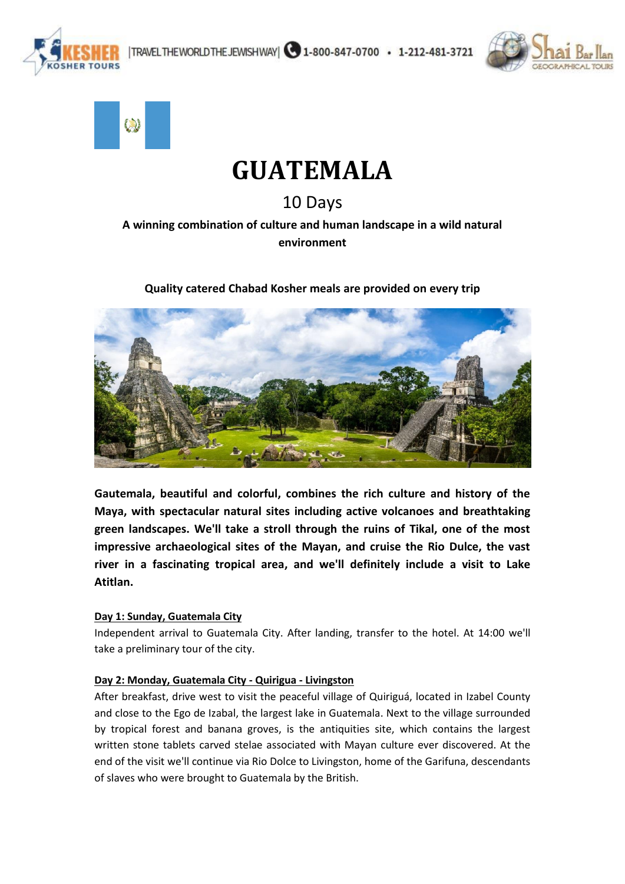# GUATEMALA

10 Days

**A winning combination of culture and human landscape in a wild natural environment**

**Quality catered Chabad Kosher meals are provided on every trip**

**Gautemala, beautiful and colorful, combines the rich culture and history of the Maya, with spectacular natural sites including active volcanoes and breathtaking green landscapes. We'll take a stroll through the ruins of Tikal, one of the most impressive archaeological sites of the Mayan, and cruise the Rio Dulce, the vast river in a fascinating tropical area, and we'll definitely include a visit to Lake Atitlan.**

**Day 1: Sunday, Guatemala City**

Independent arrival to Guatemala City. After landing, transfer to the hotel. At 14:00 we'll take a preliminary tour of the city.

**Day 2: Monday, Guatemala City - Quirigua - Livingston**

After breakfast, drive west to visit the peaceful village of Quiriguá, located in Izabel County and close to the Ego de Izabal, the largest lake in Guatemala. Next to the village surrounded by tropical forest and banana groves, is the antiquities site, which contains the largest written stone tablets carved stelae associated with Mayan culture ever discovered. At the end of the visit we'll continue via Rio Dolce to Livingston, home of the Garifuna, descendants of slaves who were brought to Guatemala by the British.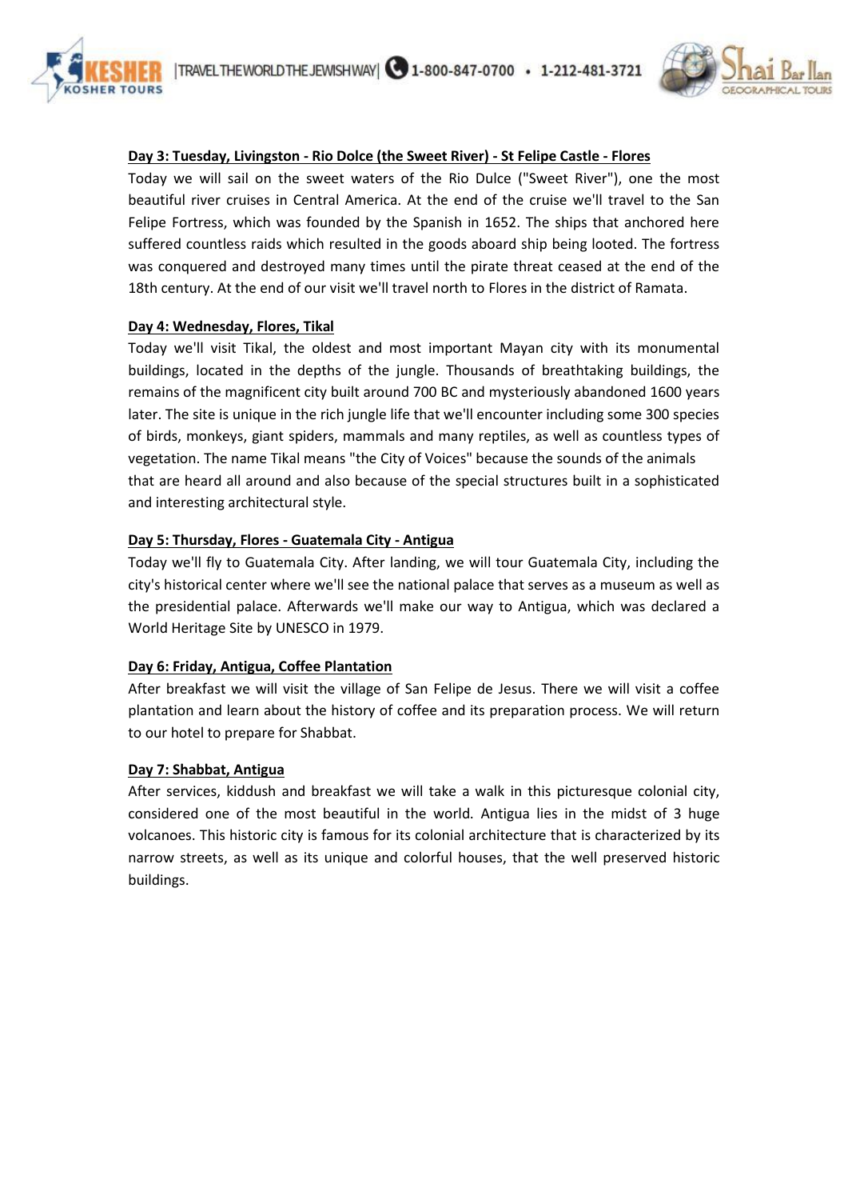**Day 3: Tuesday, Livingston - Rio Dolce (the Sweet River) - St Felipe Castle - Flores**

Today we will sail on the sweet waters of the Rio Dulce ("Sweet River"), one the most beautiful river cruises in Central America. At the end of the cruise we'll travel to the San Felipe Fortress, which was founded by the Spanish in 1652. The ships that anchored here suffered countless raids which resulted in the goods aboard ship being looted. The fortress was conquered and destroyed many times until the pirate threat ceased at the end of the 18th century. At the end of our visit we'll travel north to Flores in the district of Ramata.

**Day 4: Wednesday, Flores, Tikal**

Today we'll visit Tikal, the oldest and most important Mayan city with its monumental buildings, located in the depths of the jungle. Thousands of breathtaking buildings, the remains of the magnificent city built around 700 BC and mysteriously abandoned 1600 years later. The site is unique in the rich jungle life that we'll encounter including some 300 species of birds, monkeys, giant spiders, mammals and many reptiles, as well as countless types of vegetation. The name Tikal means "the City of Voices" because the sounds of the animals that are heard all around and also because of the special structures built in a sophisticated and interesting architectural style.

**Day 5: Thursday, Flores - Guatemala City - Antigua**

Today we'll fly to Guatemala City. After landing, we will tour Guatemala City, including the city's historical center where we'll see the national palace that serves as a museum as well as the presidential palace. Afterwards we'll make our way to Antigua, which was declared a World Heritage Site by UNESCO in 1979.

**Day 6: Friday, Antigua, Coffee Plantation**

After breakfast we will visit the village of San Felipe de Jesus. There we will visit a coffee plantation and learn about the history of coffee and its preparation process. We will return to our hotel to prepare for Shabbat.

**Day 7: Shabbat, Antigua**

After services, kiddush and breakfast we will take a walk in this picturesque colonial city, considered one of the most beautiful in the world. Antigua lies in the midst of 3 huge volcanoes. This historic city is famous for its colonial architecture that is characterized by its narrow streets, as well as its unique and colorful houses, that the well preserved historic buildings.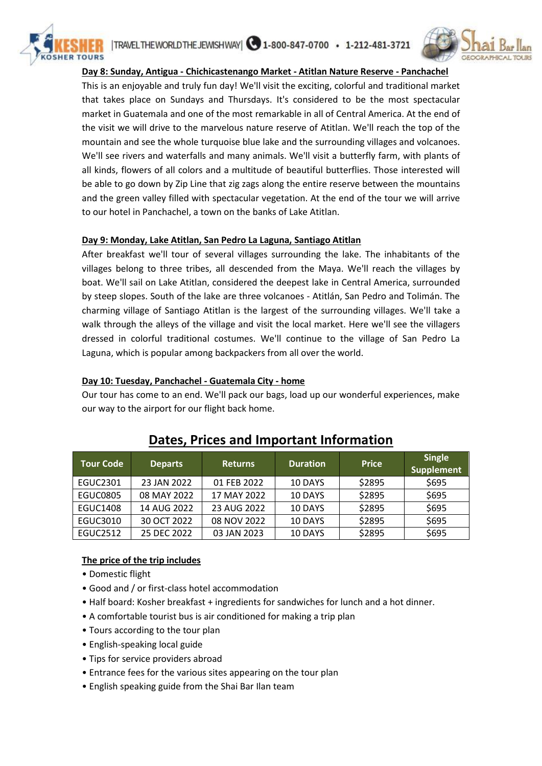**Day 8: Sunday, Antigua - Chichicastenango Market - Atitlan Nature Reserve - Panchachel**

This is an enjoyable and truly fun day! We'll visit the exciting, colorful and traditional market that takes place on Sundays and Thursdays. It's considered to be the most spectacular market in Guatemala and one of the most remarkable in all of Central America. At the end of the visit we will drive to the marvelous nature reserve of Atitlan. We'll reach the top of the mountain and see the whole turquoise blue lake and the surrounding villages and volcanoes. We'll see rivers and waterfalls and many animals. We'll visit a butterfly farm, with plants of all kinds, flowers of all colors and a multitude of beautiful butterflies. Those interested will be able to go down by Zip Line that zig zags along the entire reserve between the mountains and the green valley filled with spectacular vegetation. At the end of the tour we will arrive to our hotel in Panchachel, a town on the banks of Lake Atitlan.

**Day 9: Monday, Lake Atitlan, San Pedro La Laguna, Santiago Atitlan**

After breakfast we'll tour of several villages surrounding the lake. The inhabitants of the villages belong to three tribes, all descended from the Maya. We'll reach the villages by boat. We'll sail on Lake Atitlan, considered the deepest lake in Central America, surrounded by steep slopes. South of the lake are three volcanoes - Atitlán, San Pedro and Tolimán. The charming village of Santiago Atitlan is the largest of the surrounding villages. We'll take a walk through the alleys of the village and visit the local market. Here we'll see the villagers dressed in colorful traditional costumes. We'll continue to the village of San Pedro La Laguna, which is popular among backpackers from all over the world.

**Day 10: Tuesday, Panchachel - Guatemala City - home**

Our tour has come to an end. We'll pack our bags, load up our wonderful experiences, make our way to the airport for our flight back home.

## Dates, Prices and Important Information

| Tour Code | Departs | Returns | Duration | Price | Single Supplement |
|---|---|---|---|---|---|
| EGUC2301 | 23 JAN 2022 | 01 FEB 2022 | 10 DAYS | $2895 | $695 |
| EGUC0805 | 08 MAY 2022 | 17 MAY 2022 | 10 DAYS | $2895 | $695 |
| EGUC1408 | 14 AUG 2022 | 23 AUG 2022 | 10 DAYS | $2895 | $695 |
| EGUC3010 | 30 OCT 2022 | 08 NOV 2022 | 10 DAYS | $2895 | $695 |
| EGUC2512 | 25 DEC 2022 | 03 JAN 2023 | 10 DAYS | $2895 | $695 |

**The price of the trip includes**

- Domestic flight
- Good and / or first-class hotel accommodation
- Half board: Kosher breakfast + ingredients for sandwiches for lunch and a hot dinner.
- A comfortable tourist bus is air conditioned for making a trip plan
- Tours according to the tour plan
- English-speaking local guide
- Tips for service providers abroad
- Entrance fees for the various sites appearing on the tour plan
- English speaking guide from the Shai Bar Ilan team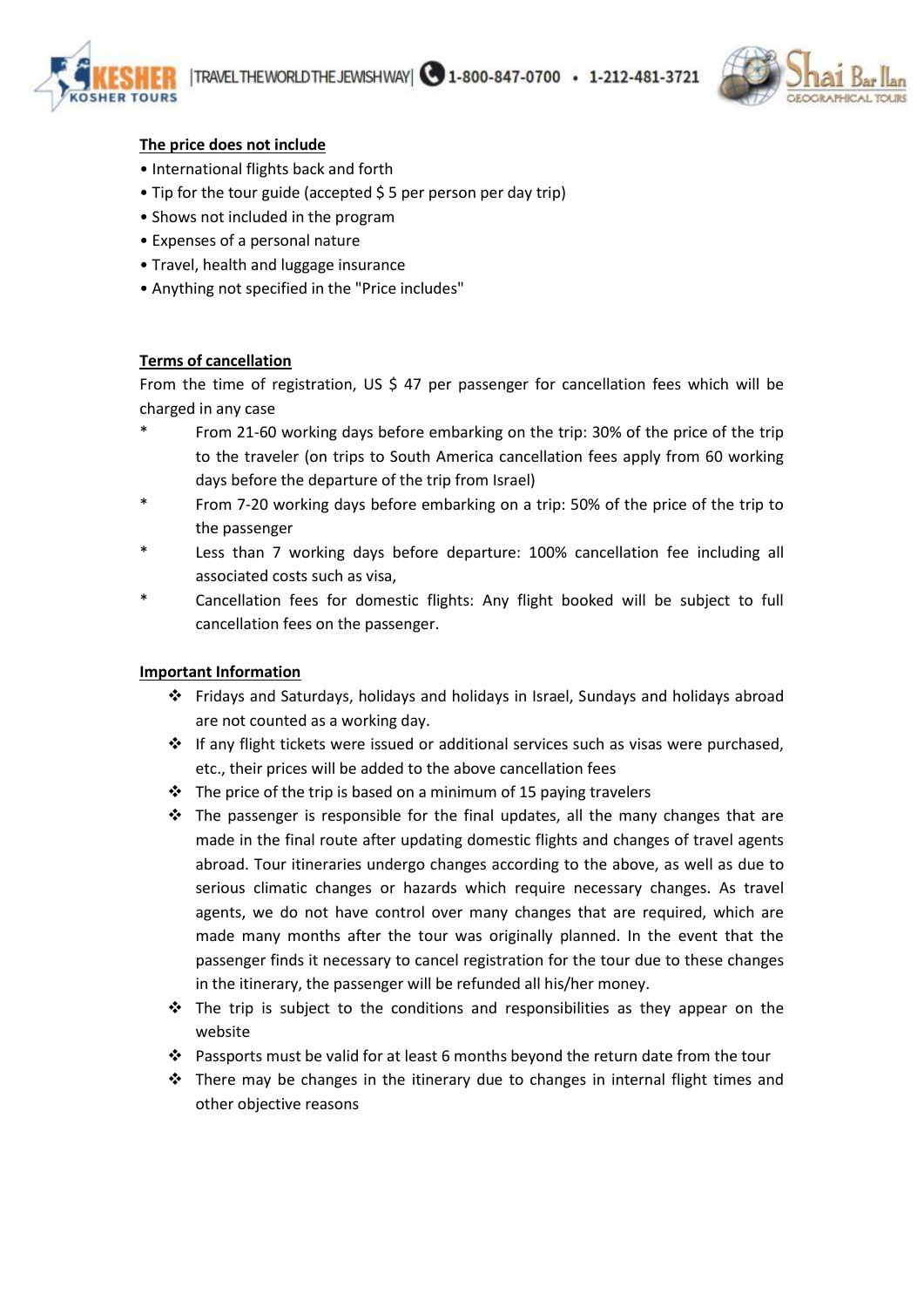**The price does not include**

- International flights back and forth
- Tip for the tour guide (accepted $ 5 per person per day trip)
- Shows not included in the program
- Expenses of a personal nature
- Travel, health and luggage insurance
- Anything not specified in the "Price includes"

**Terms of cancellation**

From the time of registration, US $ 47 per passenger for cancellation fees which will be charged in any case

* From 21-60 working days before embarking on the trip: 30% of the price of the trip to the traveler (on trips to South America cancellation fees apply from 60 working days before the departure of the trip from Israel)
* From 7-20 working days before embarking on a trip: 50% of the price of the trip to the passenger
* Less than 7 working days before departure: 100% cancellation fee including all associated costs such as visa,
* Cancellation fees for domestic flights: Any flight booked will be subject to full cancellation fees on the passenger.

**Important Information**

- Fridays and Saturdays, holidays and holidays in Israel, Sundays and holidays abroad are not counted as a working day.
- If any flight tickets were issued or additional services such as visas were purchased, etc., their prices will be added to the above cancellation fees
- The price of the trip is based on a minimum of 15 paying travelers
- The passenger is responsible for the final updates, all the many changes that are made in the final route after updating domestic flights and changes of travel agents abroad. Tour itineraries undergo changes according to the above, as well as due to serious climatic changes or hazards which require necessary changes. As travel agents, we do not have control over many changes that are required, which are made many months after the tour was originally planned. In the event that the passenger finds it necessary to cancel registration for the tour due to these changes in the itinerary, the passenger will be refunded all his/her money.
- The trip is subject to the conditions and responsibilities as they appear on the website
- Passports must be valid for at least 6 months beyond the return date from the tour
- There may be changes in the itinerary due to changes in internal flight times and other objective reasons